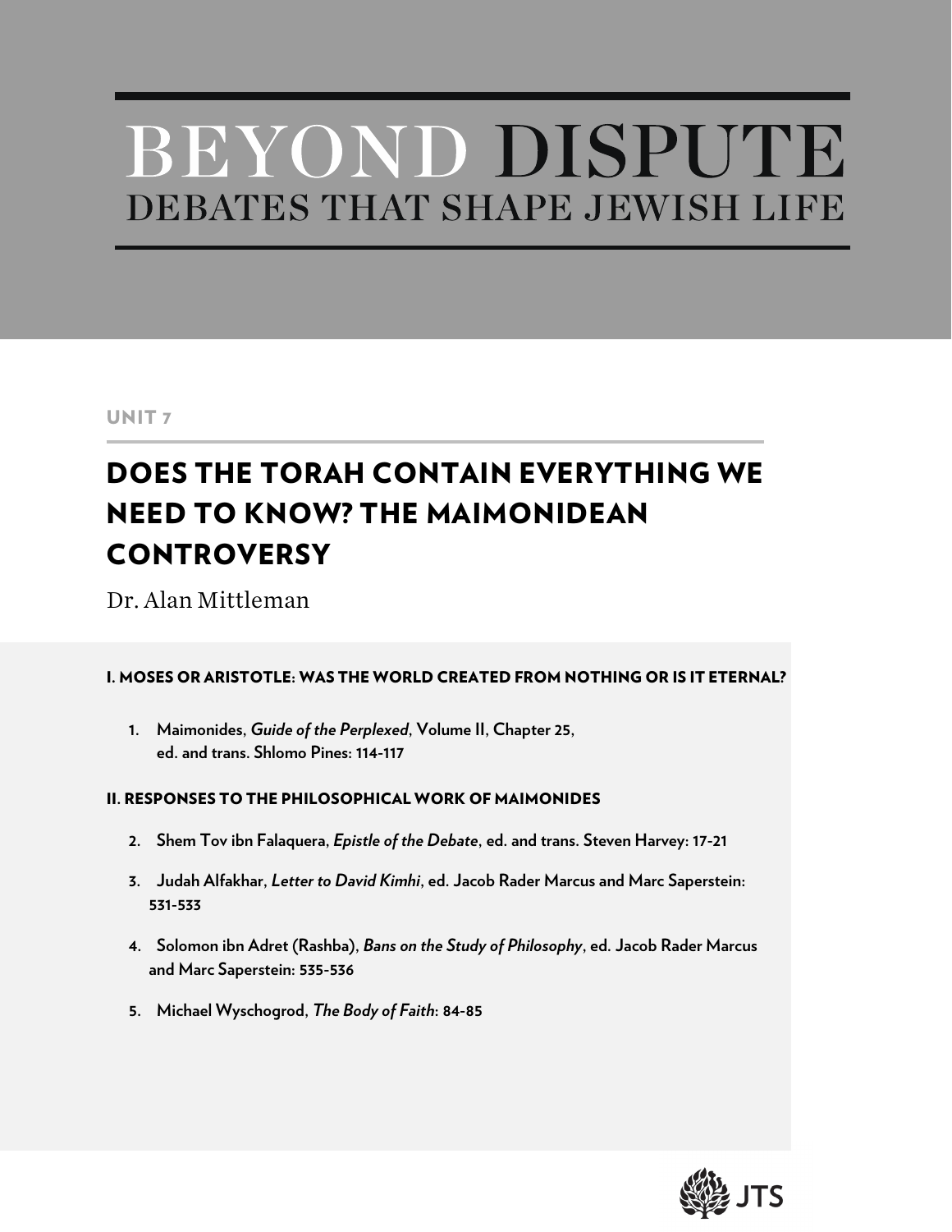# BEYOND DISPUTE
## DEBATES THAT SHAPE JEWISH LIFE

UNIT 7

## DOES THE TORAH CONTAIN EVERYTHING WE NEED TO KNOW? THE MAIMONIDEAN CONTROVERSY

Dr. Alan Mittleman

**I. MOSES OR ARISTOTLE: WAS THE WORLD CREATED FROM NOTHING OR IS IT ETERNAL?**

1. **Maimonides, *Guide of the Perplexed*, Volume II, Chapter 25, ed. and trans. Shlomo Pines: 114-117**

**II. RESPONSES TO THE PHILOSOPHICAL WORK OF MAIMONIDES**

2. **Shem Tov ibn Falaquera, *Epistle of the Debate*, ed. and trans. Steven Harvey: 17-21**
3. **Judah Alfakhar, *Letter to David Kimhi*, ed. Jacob Rader Marcus and Marc Saperstein: 531-533**
4. **Solomon ibn Adret (Rashba), *Bans on the Study of Philosophy*, ed. Jacob Rader Marcus and Marc Saperstein: 535-536**
5. **Michael Wyschogrod, *The Body of Faith*: 84-85**

JTS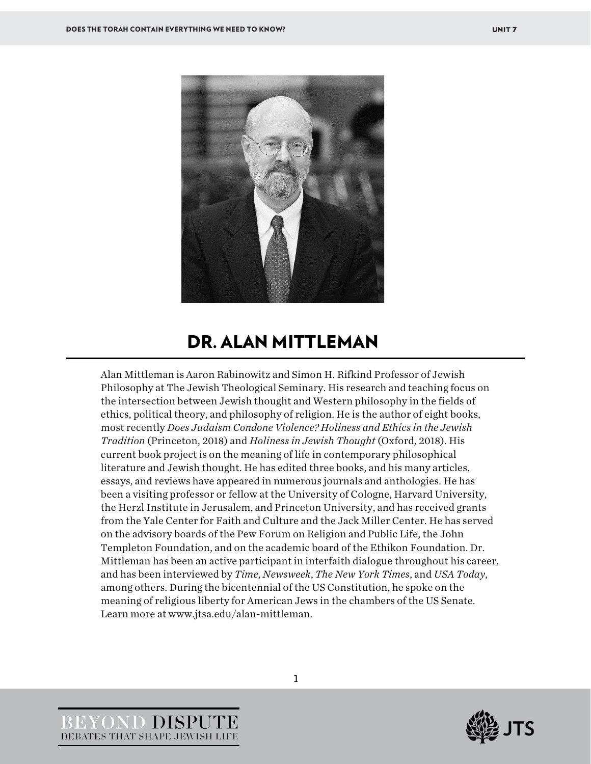# DR. ALAN MITTLEMAN

Alan Mittleman is Aaron Rabinowitz and Simon H. Rifkind Professor of Jewish Philosophy at The Jewish Theological Seminary. His research and teaching focus on the intersection between Jewish thought and Western philosophy in the fields of ethics, political theory, and philosophy of religion. He is the author of eight books, most recently *Does Judaism Condone Violence? Holiness and Ethics in the Jewish Tradition* (Princeton, 2018) and *Holiness in Jewish Thought* (Oxford, 2018). His current book project is on the meaning of life in contemporary philosophical literature and Jewish thought. He has edited three books, and his many articles, essays, and reviews have appeared in numerous journals and anthologies. He has been a visiting professor or fellow at the University of Cologne, Harvard University, the Herzl Institute in Jerusalem, and Princeton University, and has received grants from the Yale Center for Faith and Culture and the Jack Miller Center. He has served on the advisory boards of the Pew Forum on Religion and Public Life, the John Templeton Foundation, and on the academic board of the Ethikon Foundation. Dr. Mittleman has been an active participant in interfaith dialogue throughout his career, and has been interviewed by *Time*, *Newsweek*, *The New York Times*, and *USA Today*, among others. During the bicentennial of the US Constitution, he spoke on the meaning of religious liberty for American Jews in the chambers of the US Senate. Learn more at www.jtsa.edu/alan-mittleman.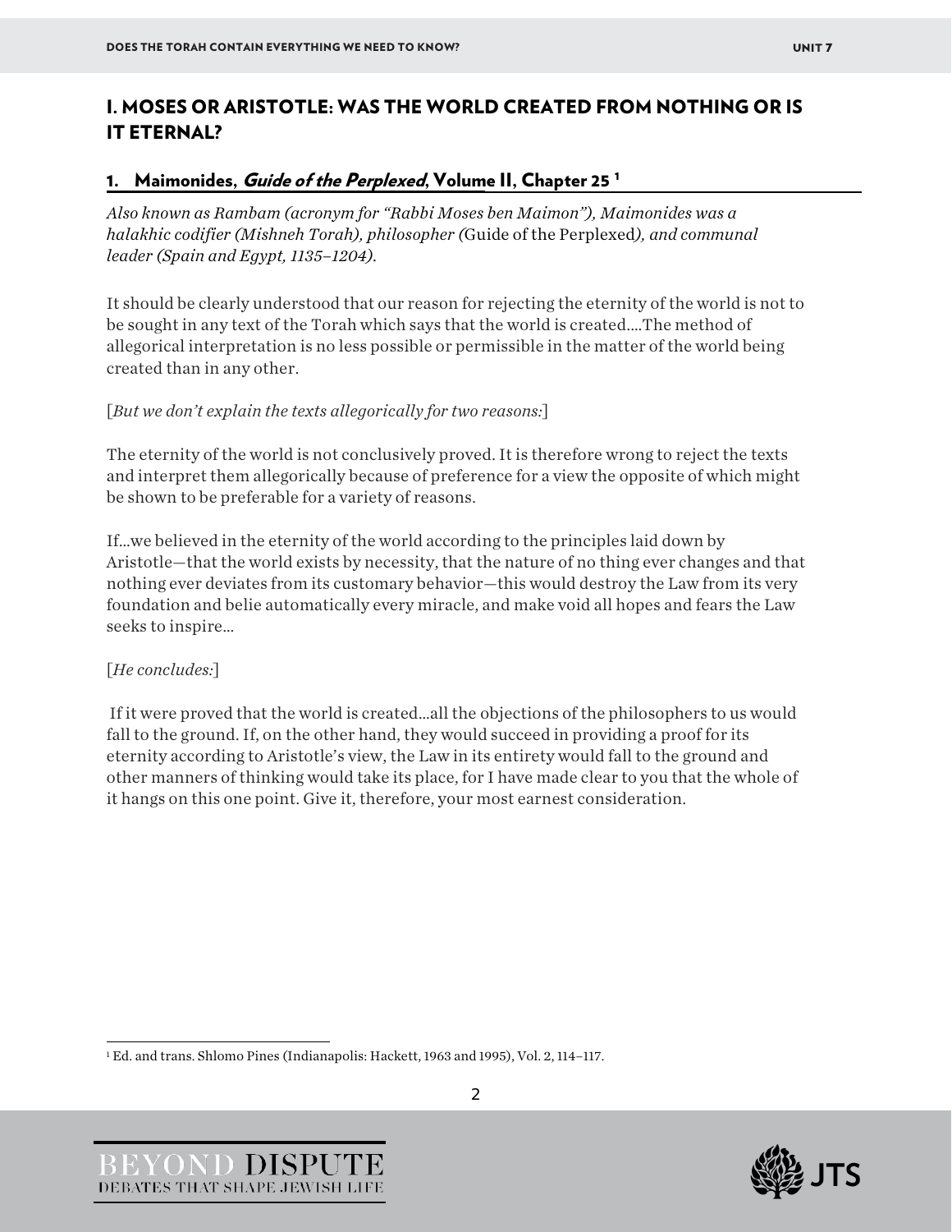## I. MOSES OR ARISTOTLE: WAS THE WORLD CREATED FROM NOTHING OR IS IT ETERNAL?

### 1. Maimonides, *Guide of the Perplexed*, Volume II, Chapter 25 [1]

*Also known as Rambam (acronym for "Rabbi Moses ben Maimon"), Maimonides was a halakhic codifier (Mishneh Torah), philosopher (*Guide of the Perplexed*), and communal leader (Spain and Egypt, 1135–1204).*

It should be clearly understood that our reason for rejecting the eternity of the world is not to be sought in any text of the Torah which says that the world is created….The method of allegorical interpretation is no less possible or permissible in the matter of the world being created than in any other.

[*But we don't explain the texts allegorically for two reasons:*]

The eternity of the world is not conclusively proved. It is therefore wrong to reject the texts and interpret them allegorically because of preference for a view the opposite of which might be shown to be preferable for a variety of reasons.

If…we believed in the eternity of the world according to the principles laid down by Aristotle—that the world exists by necessity, that the nature of no thing ever changes and that nothing ever deviates from its customary behavior—this would destroy the Law from its very foundation and belie automatically every miracle, and make void all hopes and fears the Law seeks to inspire…

[*He concludes:*]

If it were proved that the world is created…all the objections of the philosophers to us would fall to the ground. If, on the other hand, they would succeed in providing a proof for its eternity according to Aristotle's view, the Law in its entirety would fall to the ground and other manners of thinking would take its place, for I have made clear to you that the whole of it hangs on this one point. Give it, therefore, your most earnest consideration.

---

[1] Ed. and trans. Shlomo Pines (Indianapolis: Hackett, 1963 and 1995), Vol. 2, 114–117.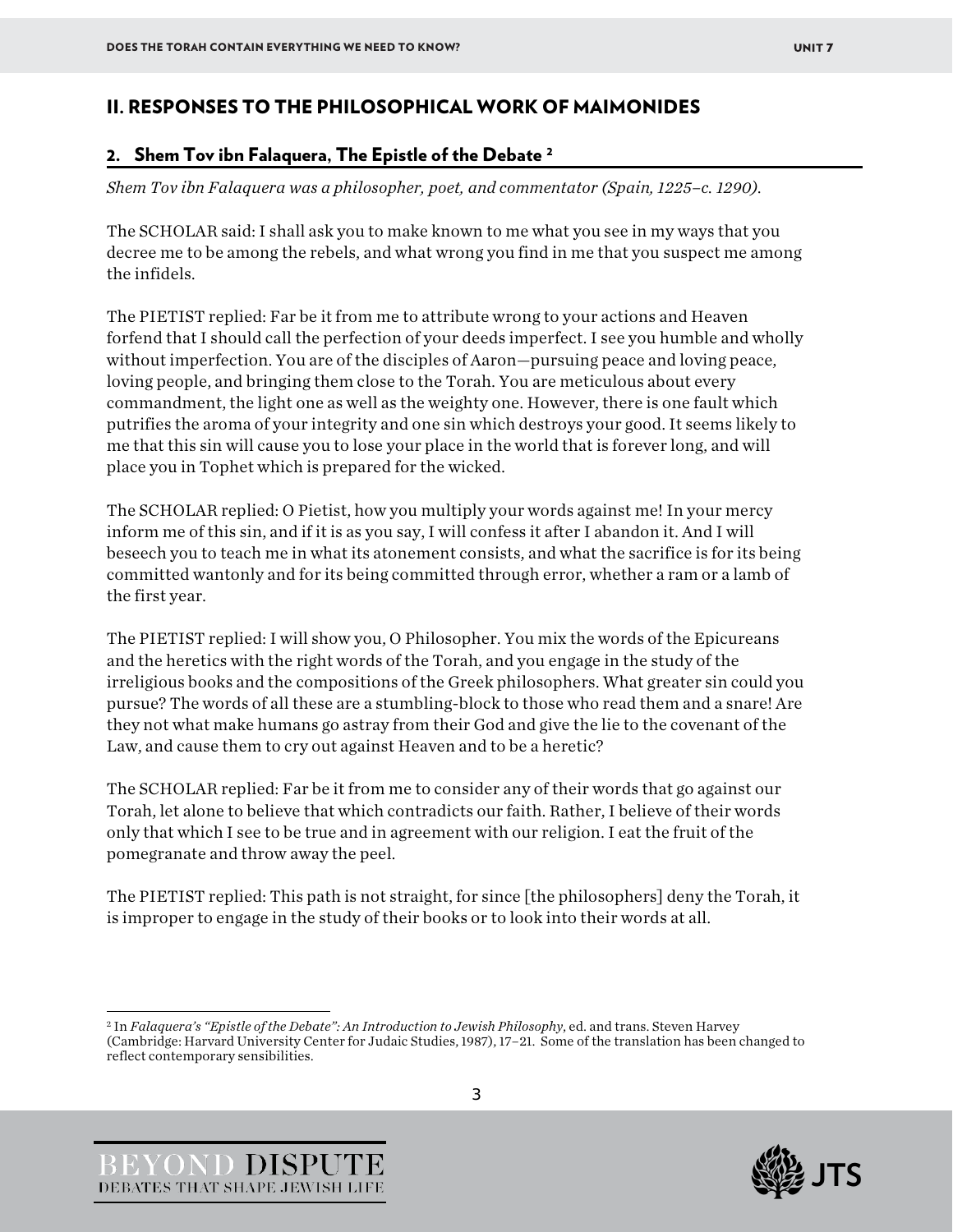## II. RESPONSES TO THE PHILOSOPHICAL WORK OF MAIMONIDES

### 2. Shem Tov ibn Falaquera, The Epistle of the Debate [2]

*Shem Tov ibn Falaquera was a philosopher, poet, and commentator (Spain, 1225–c. 1290).*

The SCHOLAR said: I shall ask you to make known to me what you see in my ways that you decree me to be among the rebels, and what wrong you find in me that you suspect me among the infidels.

The PIETIST replied: Far be it from me to attribute wrong to your actions and Heaven forfend that I should call the perfection of your deeds imperfect. I see you humble and wholly without imperfection. You are of the disciples of Aaron—pursuing peace and loving peace, loving people, and bringing them close to the Torah. You are meticulous about every commandment, the light one as well as the weighty one. However, there is one fault which putrifies the aroma of your integrity and one sin which destroys your good. It seems likely to me that this sin will cause you to lose your place in the world that is forever long, and will place you in Tophet which is prepared for the wicked.

The SCHOLAR replied: O Pietist, how you multiply your words against me! In your mercy inform me of this sin, and if it is as you say, I will confess it after I abandon it. And I will beseech you to teach me in what its atonement consists, and what the sacrifice is for its being committed wantonly and for its being committed through error, whether a ram or a lamb of the first year.

The PIETIST replied: I will show you, O Philosopher. You mix the words of the Epicureans and the heretics with the right words of the Torah, and you engage in the study of the irreligious books and the compositions of the Greek philosophers. What greater sin could you pursue? The words of all these are a stumbling-block to those who read them and a snare! Are they not what make humans go astray from their God and give the lie to the covenant of the Law, and cause them to cry out against Heaven and to be a heretic?

The SCHOLAR replied: Far be it from me to consider any of their words that go against our Torah, let alone to believe that which contradicts our faith. Rather, I believe of their words only that which I see to be true and in agreement with our religion. I eat the fruit of the pomegranate and throw away the peel.

The PIETIST replied: This path is not straight, for since [the philosophers] deny the Torah, it is improper to engage in the study of their books or to look into their words at all.

---

[2] In *Falaquera's "Epistle of the Debate": An Introduction to Jewish Philosophy*, ed. and trans. Steven Harvey (Cambridge: Harvard University Center for Judaic Studies, 1987), 17–21. Some of the translation has been changed to reflect contemporary sensibilities.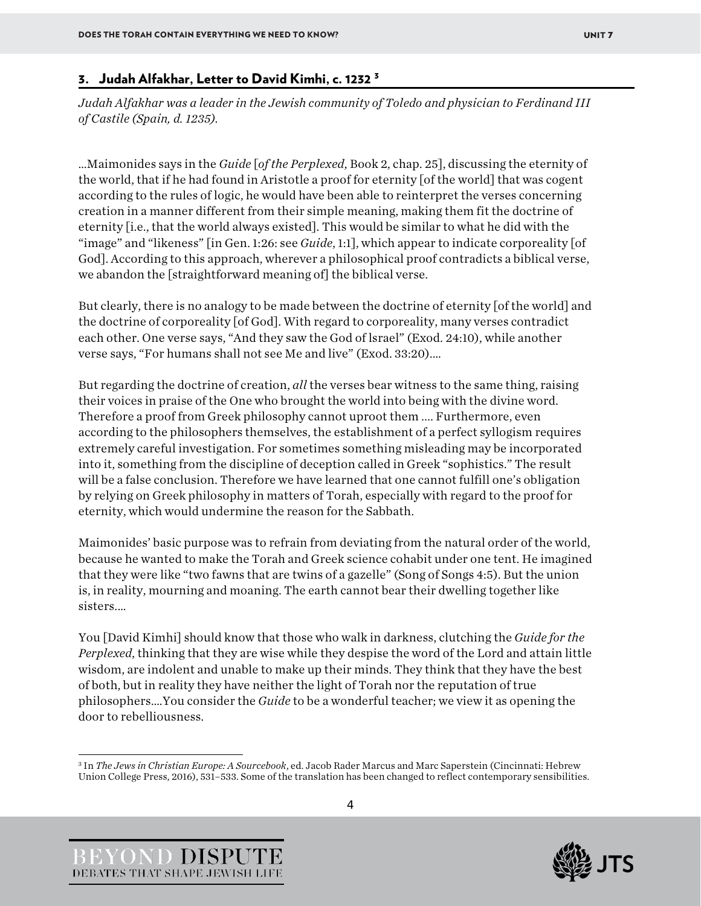## 3. Judah Alfakhar, Letter to David Kimhi, c. 1232 [3]

*Judah Alfakhar was a leader in the Jewish community of Toledo and physician to Ferdinand III of Castile (Spain, d. 1235).*

…Maimonides says in the *Guide* [*of the Perplexed*, Book 2, chap. 25], discussing the eternity of the world, that if he had found in Aristotle a proof for eternity [of the world] that was cogent according to the rules of logic, he would have been able to reinterpret the verses concerning creation in a manner different from their simple meaning, making them fit the doctrine of eternity [i.e., that the world always existed]. This would be similar to what he did with the "image" and "likeness" [in Gen. 1:26: see *Guide*, 1:1], which appear to indicate corporeality [of God]. According to this approach, wherever a philosophical proof contradicts a biblical verse, we abandon the [straightforward meaning of] the biblical verse.

But clearly, there is no analogy to be made between the doctrine of eternity [of the world] and the doctrine of corporeality [of God]. With regard to corporeality, many verses contradict each other. One verse says, "And they saw the God of lsrael" (Exod. 24:10), while another verse says, "For humans shall not see Me and live" (Exod. 33:20)….

But regarding the doctrine of creation, *all* the verses bear witness to the same thing, raising their voices in praise of the One who brought the world into being with the divine word. Therefore a proof from Greek philosophy cannot uproot them …. Furthermore, even according to the philosophers themselves, the establishment of a perfect syllogism requires extremely careful investigation. For sometimes something misleading may be incorporated into it, something from the discipline of deception called in Greek "sophistics." The result will be a false conclusion. Therefore we have learned that one cannot fulfill one's obligation by relying on Greek philosophy in matters of Torah, especially with regard to the proof for eternity, which would undermine the reason for the Sabbath.

Maimonides' basic purpose was to refrain from deviating from the natural order of the world, because he wanted to make the Torah and Greek science cohabit under one tent. He imagined that they were like "two fawns that are twins of a gazelle" (Song of Songs 4:5). But the union is, in reality, mourning and moaning. The earth cannot bear their dwelling together like sisters….

You [David Kimhi] should know that those who walk in darkness, clutching the *Guide for the Perplexed*, thinking that they are wise while they despise the word of the Lord and attain little wisdom, are indolent and unable to make up their minds. They think that they have the best of both, but in reality they have neither the light of Torah nor the reputation of true philosophers….You consider the *Guide* to be a wonderful teacher; we view it as opening the door to rebelliousness.

---

[3] In *The Jews in Christian Europe: A Sourcebook*, ed. Jacob Rader Marcus and Marc Saperstein (Cincinnati: Hebrew Union College Press, 2016), 531–533. Some of the translation has been changed to reflect contemporary sensibilities.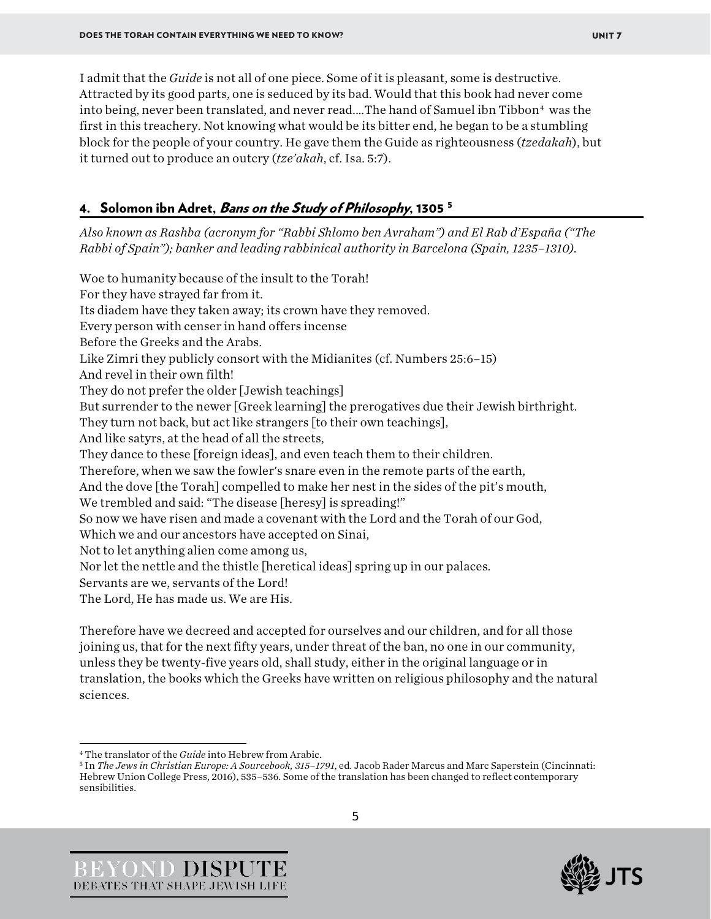I admit that the *Guide* is not all of one piece. Some of it is pleasant, some is destructive. Attracted by its good parts, one is seduced by its bad. Would that this book had never come into being, never been translated, and never read....The hand of Samuel ibn Tibbon[4] was the first in this treachery. Not knowing what would be its bitter end, he began to be a stumbling block for the people of your country. He gave them the Guide as righteousness (*tzedakah*), but it turned out to produce an outcry (*tze'akah*, cf. Isa. 5:7).

## 4. Solomon ibn Adret, *Bans on the Study of Philosophy*, 1305[5]

*Also known as Rashba (acronym for "Rabbi Shlomo ben Avraham") and El Rab d'España ("The Rabbi of Spain"); banker and leading rabbinical authority in Barcelona (Spain, 1235–1310).*

Woe to humanity because of the insult to the Torah!
For they have strayed far from it.
Its diadem have they taken away; its crown have they removed.
Every person with censer in hand offers incense
Before the Greeks and the Arabs.
Like Zimri they publicly consort with the Midianites (cf. Numbers 25:6–15)
And revel in their own filth!
They do not prefer the older [Jewish teachings]
But surrender to the newer [Greek learning] the prerogatives due their Jewish birthright.
They turn not back, but act like strangers [to their own teachings],
And like satyrs, at the head of all the streets,
They dance to these [foreign ideas], and even teach them to their children.
Therefore, when we saw the fowler's snare even in the remote parts of the earth,
And the dove [the Torah] compelled to make her nest in the sides of the pit's mouth,
We trembled and said: "The disease [heresy] is spreading!"
So now we have risen and made a covenant with the Lord and the Torah of our God,
Which we and our ancestors have accepted on Sinai,
Not to let anything alien come among us,
Nor let the nettle and the thistle [heretical ideas] spring up in our palaces.
Servants are we, servants of the Lord!
The Lord, He has made us. We are His.

Therefore have we decreed and accepted for ourselves and our children, and for all those joining us, that for the next fifty years, under threat of the ban, no one in our community, unless they be twenty-five years old, shall study, either in the original language or in translation, the books which the Greeks have written on religious philosophy and the natural sciences.

---

[4] The translator of the *Guide* into Hebrew from Arabic.

[5] In *The Jews in Christian Europe: A Sourcebook, 315–1791*, ed. Jacob Rader Marcus and Marc Saperstein (Cincinnati: Hebrew Union College Press, 2016), 535–536. Some of the translation has been changed to reflect contemporary sensibilities.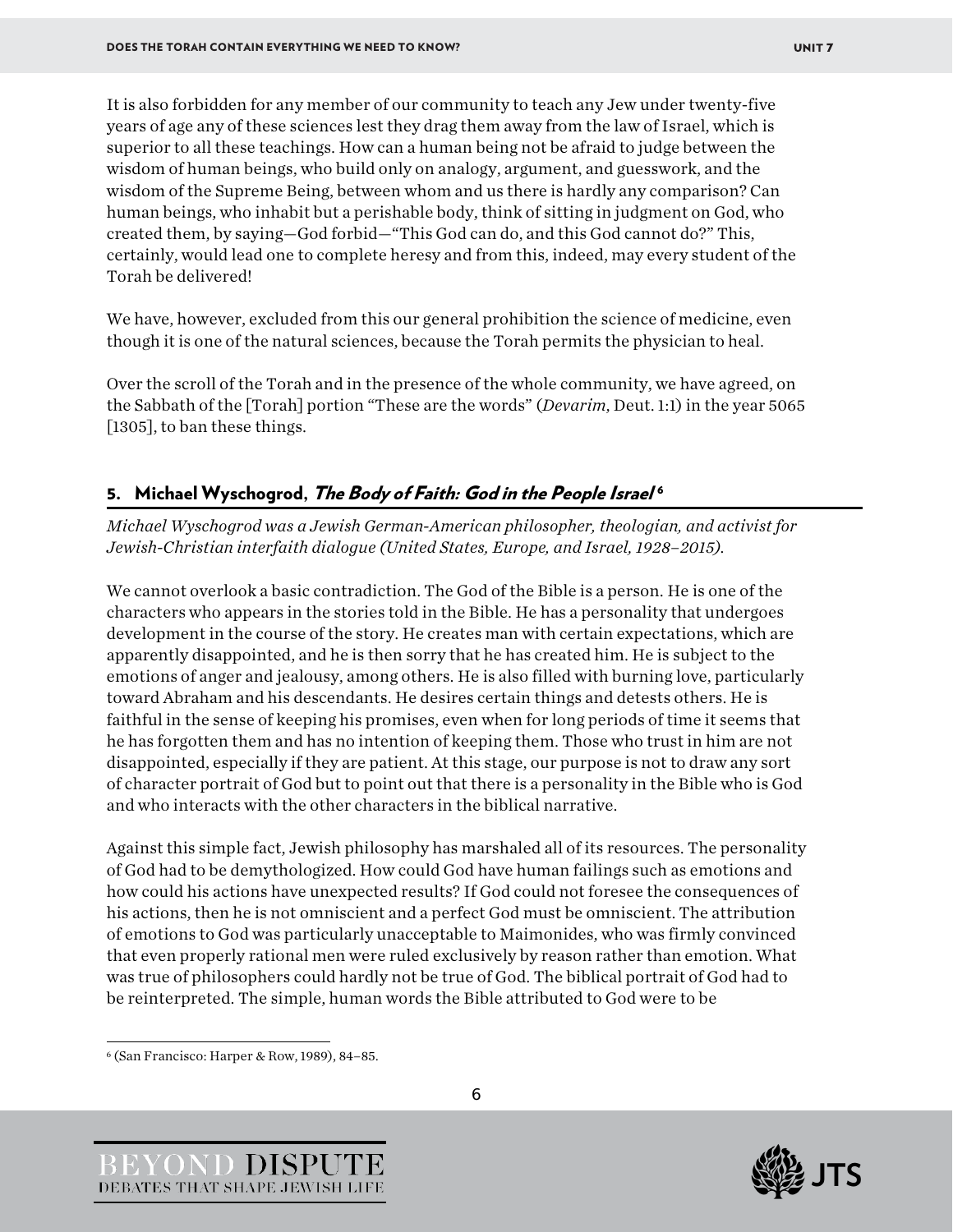It is also forbidden for any member of our community to teach any Jew under twenty-five years of age any of these sciences lest they drag them away from the law of Israel, which is superior to all these teachings. How can a human being not be afraid to judge between the wisdom of human beings, who build only on analogy, argument, and guesswork, and the wisdom of the Supreme Being, between whom and us there is hardly any comparison? Can human beings, who inhabit but a perishable body, think of sitting in judgment on God, who created them, by saying—God forbid—"This God can do, and this God cannot do?" This, certainly, would lead one to complete heresy and from this, indeed, may every student of the Torah be delivered!

We have, however, excluded from this our general prohibition the science of medicine, even though it is one of the natural sciences, because the Torah permits the physician to heal.

Over the scroll of the Torah and in the presence of the whole community, we have agreed, on the Sabbath of the [Torah] portion "These are the words" (*Devarim*, Deut. 1:1) in the year 5065 [1305], to ban these things.

## 5. Michael Wyschogrod, *The Body of Faith: God in the People Israel* [6]

*Michael Wyschogrod was a Jewish German-American philosopher, theologian, and activist for Jewish-Christian interfaith dialogue (United States, Europe, and Israel, 1928–2015).*

We cannot overlook a basic contradiction. The God of the Bible is a person. He is one of the characters who appears in the stories told in the Bible. He has a personality that undergoes development in the course of the story. He creates man with certain expectations, which are apparently disappointed, and he is then sorry that he has created him. He is subject to the emotions of anger and jealousy, among others. He is also filled with burning love, particularly toward Abraham and his descendants. He desires certain things and detests others. He is faithful in the sense of keeping his promises, even when for long periods of time it seems that he has forgotten them and has no intention of keeping them. Those who trust in him are not disappointed, especially if they are patient. At this stage, our purpose is not to draw any sort of character portrait of God but to point out that there is a personality in the Bible who is God and who interacts with the other characters in the biblical narrative.

Against this simple fact, Jewish philosophy has marshaled all of its resources. The personality of God had to be demythologized. How could God have human failings such as emotions and how could his actions have unexpected results? If God could not foresee the consequences of his actions, then he is not omniscient and a perfect God must be omniscient. The attribution of emotions to God was particularly unacceptable to Maimonides, who was firmly convinced that even properly rational men were ruled exclusively by reason rather than emotion. What was true of philosophers could hardly not be true of God. The biblical portrait of God had to be reinterpreted. The simple, human words the Bible attributed to God were to be

[6] (San Francisco: Harper & Row, 1989), 84–85.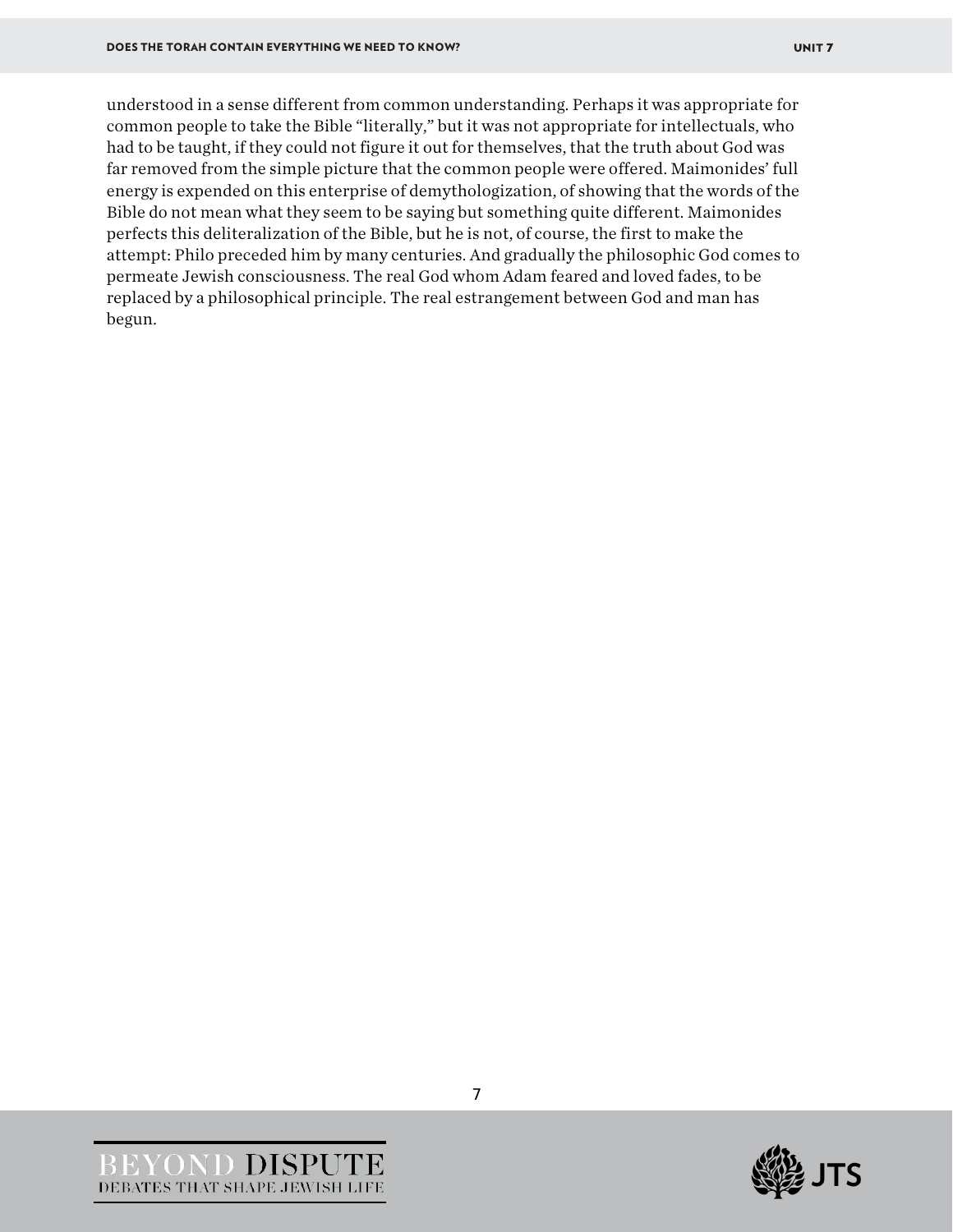understood in a sense different from common understanding. Perhaps it was appropriate for common people to take the Bible "literally," but it was not appropriate for intellectuals, who had to be taught, if they could not figure it out for themselves, that the truth about God was far removed from the simple picture that the common people were offered. Maimonides' full energy is expended on this enterprise of demythologization, of showing that the words of the Bible do not mean what they seem to be saying but something quite different. Maimonides perfects this deliteralization of the Bible, but he is not, of course, the first to make the attempt: Philo preceded him by many centuries. And gradually the philosophic God comes to permeate Jewish consciousness. The real God whom Adam feared and loved fades, to be replaced by a philosophical principle. The real estrangement between God and man has begun.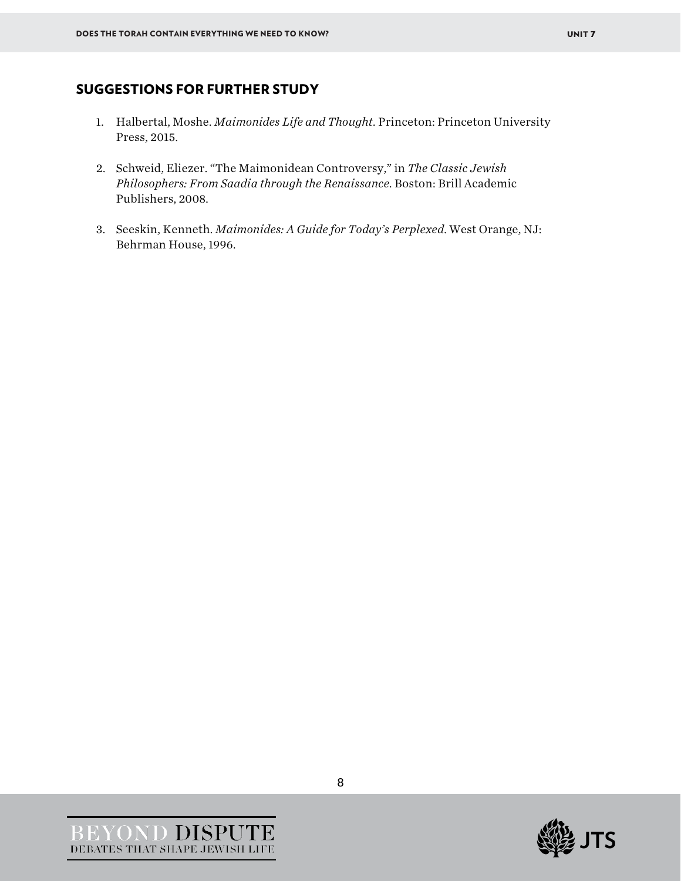## SUGGESTIONS FOR FURTHER STUDY

1. Halbertal, Moshe. *Maimonides Life and Thought*. Princeton: Princeton University Press, 2015.

2. Schweid, Eliezer. "The Maimonidean Controversy," in *The Classic Jewish Philosophers: From Saadia through the Renaissance*. Boston: Brill Academic Publishers, 2008.

3. Seeskin, Kenneth. *Maimonides: A Guide for Today's Perplexed*. West Orange, NJ: Behrman House, 1996.